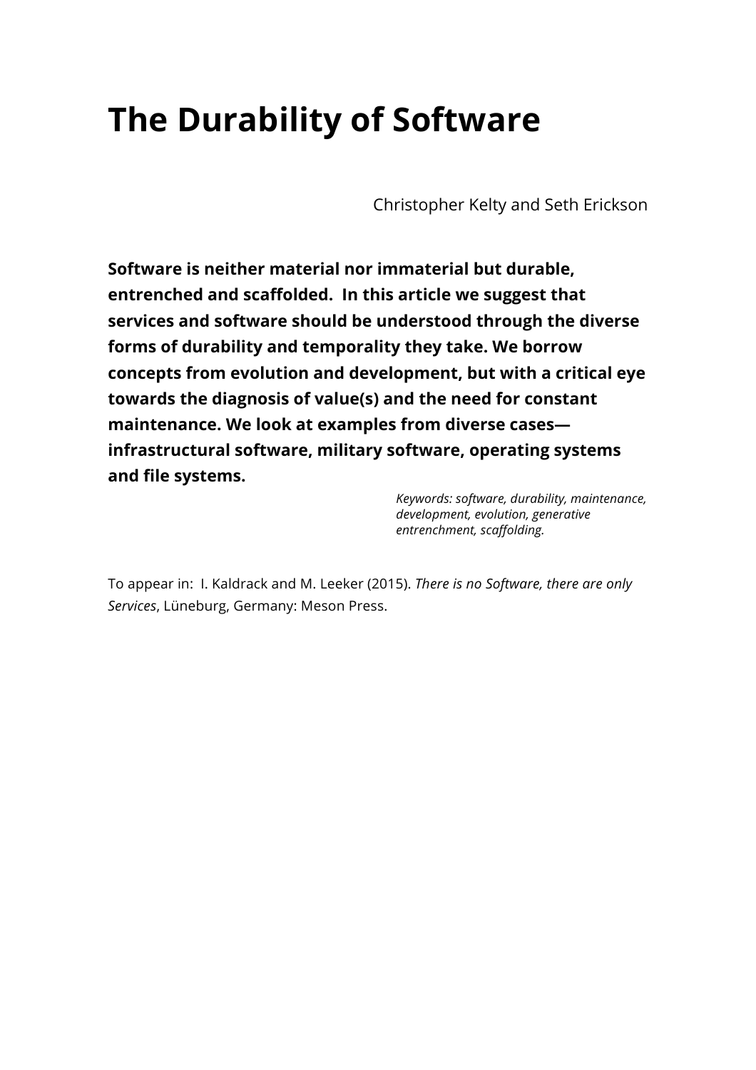# The Durability of Software

Christopher Kelty and Seth Erickson

**Software is neither material nor immaterial but durable, entrenched and scaffolded. In this article we suggest that services and software should be understood through the diverse forms of durability and temporality they take. We borrow concepts from evolution and development, but with a critical eye towards the diagnosis of value(s) and the need for constant maintenance. We look at examples from diverse cases—infrastructural software, military software, operating systems and file systems.**

*Keywords: software, durability, maintenance, development, evolution, generative entrenchment, scaffolding.*

To appear in: I. Kaldrack and M. Leeker (2015). *There is no Software, there are only Services*, Lüneburg, Germany: Meson Press.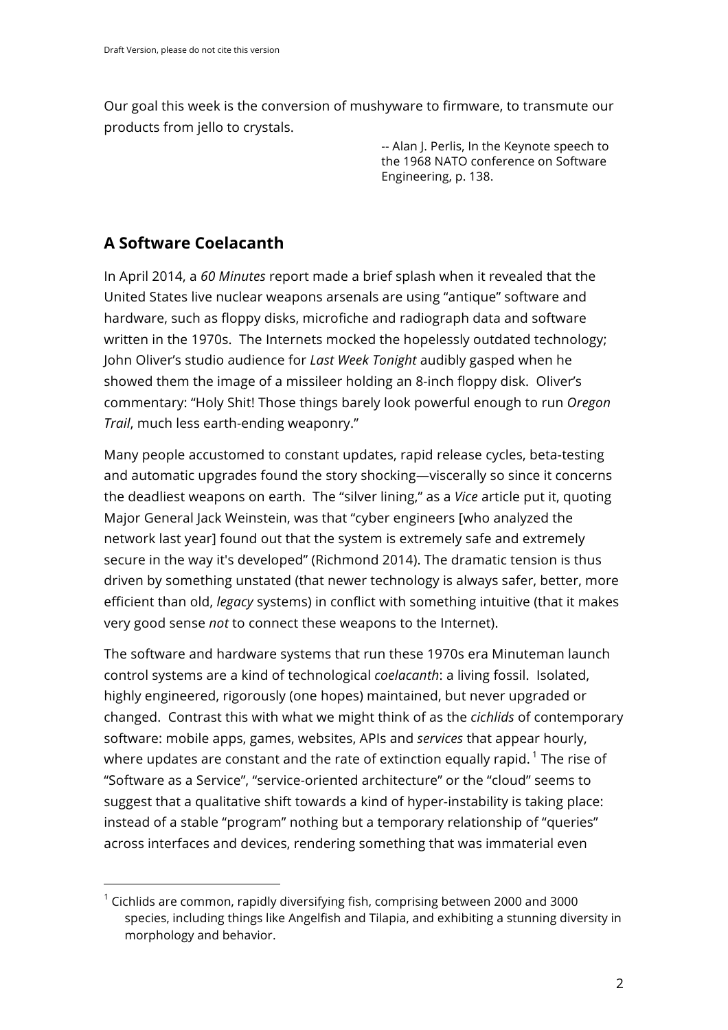Our goal this week is the conversion of mushyware to firmware, to transmute our products from jello to crystals.

> -- Alan J. Perlis, In the Keynote speech to the 1968 NATO conference on Software Engineering, p. 138.

## A Software Coelacanth

In April 2014, a *60 Minutes* report made a brief splash when it revealed that the United States live nuclear weapons arsenals are using "antique" software and hardware, such as floppy disks, microfiche and radiograph data and software written in the 1970s. The Internets mocked the hopelessly outdated technology; John Oliver's studio audience for *Last Week Tonight* audibly gasped when he showed them the image of a missileer holding an 8-inch floppy disk. Oliver's commentary: "Holy Shit! Those things barely look powerful enough to run *Oregon Trail*, much less earth-ending weaponry."

Many people accustomed to constant updates, rapid release cycles, beta-testing and automatic upgrades found the story shocking—viscerally so since it concerns the deadliest weapons on earth. The "silver lining," as a *Vice* article put it, quoting Major General Jack Weinstein, was that "cyber engineers [who analyzed the network last year] found out that the system is extremely safe and extremely secure in the way it's developed" (Richmond 2014). The dramatic tension is thus driven by something unstated (that newer technology is always safer, better, more efficient than old, *legacy* systems) in conflict with something intuitive (that it makes very good sense *not* to connect these weapons to the Internet).

The software and hardware systems that run these 1970s era Minuteman launch control systems are a kind of technological *coelacanth*: a living fossil. Isolated, highly engineered, rigorously (one hopes) maintained, but never upgraded or changed. Contrast this with what we might think of as the *cichlids* of contemporary software: mobile apps, games, websites, APIs and *services* that appear hourly, where updates are constant and the rate of extinction equally rapid. [1] The rise of "Software as a Service", "service-oriented architecture" or the "cloud" seems to suggest that a qualitative shift towards a kind of hyper-instability is taking place: instead of a stable "program" nothing but a temporary relationship of "queries" across interfaces and devices, rendering something that was immaterial even

[1] Cichlids are common, rapidly diversifying fish, comprising between 2000 and 3000 species, including things like Angelfish and Tilapia, and exhibiting a stunning diversity in morphology and behavior.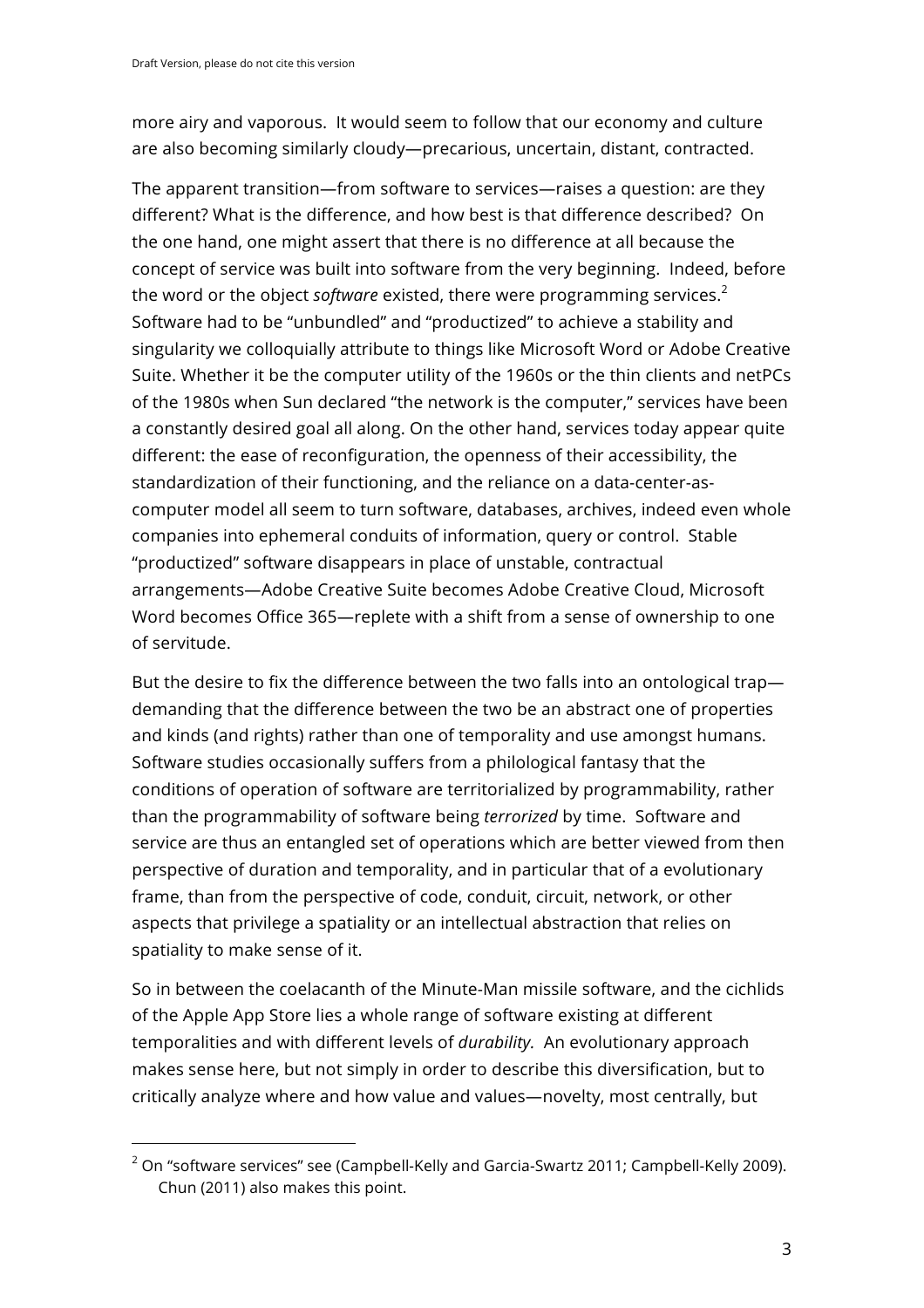more airy and vaporous. It would seem to follow that our economy and culture are also becoming similarly cloudy—precarious, uncertain, distant, contracted.

The apparent transition—from software to services—raises a question: are they different? What is the difference, and how best is that difference described? On the one hand, one might assert that there is no difference at all because the concept of service was built into software from the very beginning. Indeed, before the word or the object *software* existed, there were programming services.[2] Software had to be "unbundled" and "productized" to achieve a stability and singularity we colloquially attribute to things like Microsoft Word or Adobe Creative Suite. Whether it be the computer utility of the 1960s or the thin clients and netPCs of the 1980s when Sun declared "the network is the computer," services have been a constantly desired goal all along. On the other hand, services today appear quite different: the ease of reconfiguration, the openness of their accessibility, the standardization of their functioning, and the reliance on a data-center-as-computer model all seem to turn software, databases, archives, indeed even whole companies into ephemeral conduits of information, query or control. Stable "productized" software disappears in place of unstable, contractual arrangements—Adobe Creative Suite becomes Adobe Creative Cloud, Microsoft Word becomes Office 365—replete with a shift from a sense of ownership to one of servitude.

But the desire to fix the difference between the two falls into an ontological trap—demanding that the difference between the two be an abstract one of properties and kinds (and rights) rather than one of temporality and use amongst humans. Software studies occasionally suffers from a philological fantasy that the conditions of operation of software are territorialized by programmability, rather than the programmability of software being *terrorized* by time. Software and service are thus an entangled set of operations which are better viewed from then perspective of duration and temporality, and in particular that of a evolutionary frame, than from the perspective of code, conduit, circuit, network, or other aspects that privilege a spatiality or an intellectual abstraction that relies on spatiality to make sense of it.

So in between the coelacanth of the Minute-Man missile software, and the cichlids of the Apple App Store lies a whole range of software existing at different temporalities and with different levels of *durability.* An evolutionary approach makes sense here, but not simply in order to describe this diversification, but to critically analyze where and how value and values—novelty, most centrally, but

---

[2] On "software services" see (Campbell-Kelly and Garcia-Swartz 2011; Campbell-Kelly 2009). Chun (2011) also makes this point.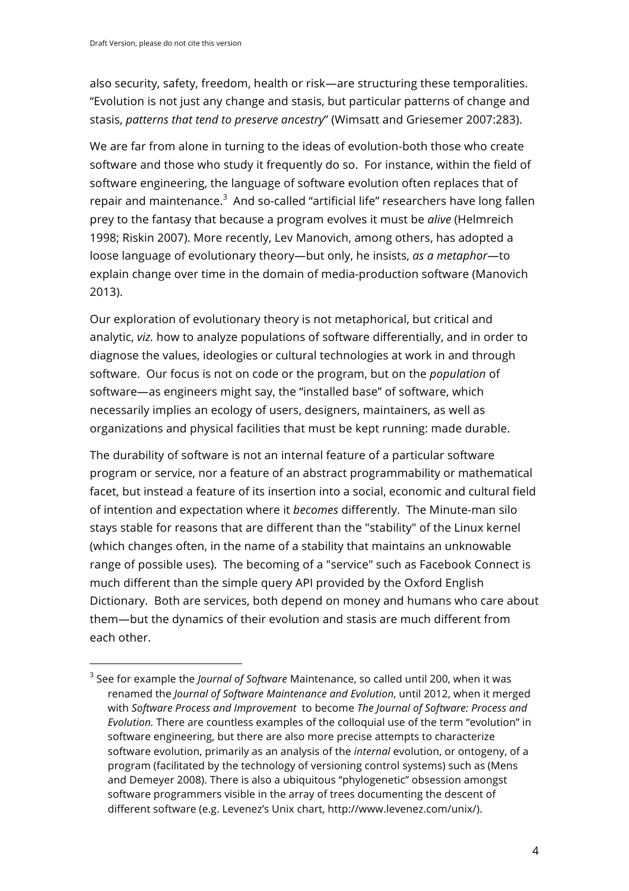also security, safety, freedom, health or risk—are structuring these temporalities. "Evolution is not just any change and stasis, but particular patterns of change and stasis, *patterns that tend to preserve ancestry*" (Wimsatt and Griesemer 2007:283).

We are far from alone in turning to the ideas of evolution-both those who create software and those who study it frequently do so. For instance, within the field of software engineering, the language of software evolution often replaces that of repair and maintenance.[3] And so-called "artificial life" researchers have long fallen prey to the fantasy that because a program evolves it must be *alive* (Helmreich 1998; Riskin 2007). More recently, Lev Manovich, among others, has adopted a loose language of evolutionary theory—but only, he insists, *as a metaphor*—to explain change over time in the domain of media-production software (Manovich 2013).

Our exploration of evolutionary theory is not metaphorical, but critical and analytic, *viz.* how to analyze populations of software differentially, and in order to diagnose the values, ideologies or cultural technologies at work in and through software. Our focus is not on code or the program, but on the *population* of software—as engineers might say, the "installed base" of software, which necessarily implies an ecology of users, designers, maintainers, as well as organizations and physical facilities that must be kept running: made durable.

The durability of software is not an internal feature of a particular software program or service, nor a feature of an abstract programmability or mathematical facet, but instead a feature of its insertion into a social, economic and cultural field of intention and expectation where it *becomes* differently. The Minute-man silo stays stable for reasons that are different than the "stability" of the Linux kernel (which changes often, in the name of a stability that maintains an unknowable range of possible uses). The becoming of a "service" such as Facebook Connect is much different than the simple query API provided by the Oxford English Dictionary. Both are services, both depend on money and humans who care about them—but the dynamics of their evolution and stasis are much different from each other.

---

[3] See for example the *Journal of Software* Maintenance, so called until 200, when it was renamed the *Journal of Software Maintenance and Evolution*, until 2012, when it merged with *Software Process and Improvement* to become *The Journal of Software: Process and Evolution.* There are countless examples of the colloquial use of the term "evolution" in software engineering, but there are also more precise attempts to characterize software evolution, primarily as an analysis of the *internal* evolution, or ontogeny, of a program (facilitated by the technology of versioning control systems) such as (Mens and Demeyer 2008). There is also a ubiquitous "phylogenetic" obsession amongst software programmers visible in the array of trees documenting the descent of different software (e.g. Levenez's Unix chart, http://www.levenez.com/unix/).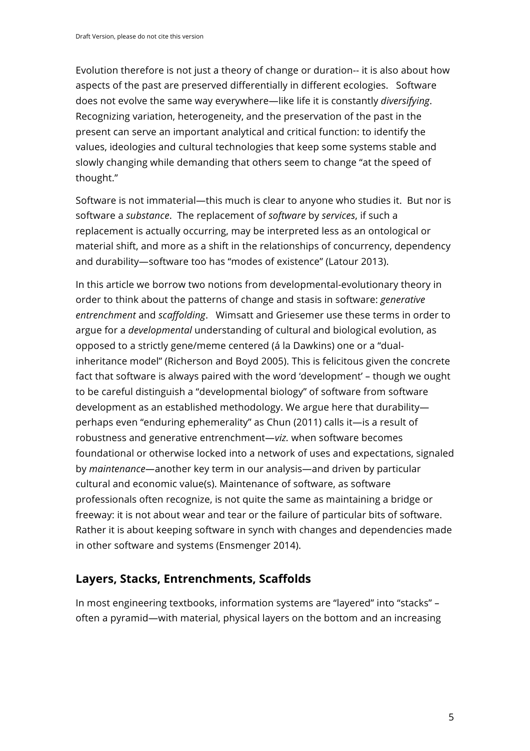Evolution therefore is not just a theory of change or duration-- it is also about how aspects of the past are preserved differentially in different ecologies. Software does not evolve the same way everywhere—like life it is constantly *diversifying*. Recognizing variation, heterogeneity, and the preservation of the past in the present can serve an important analytical and critical function: to identify the values, ideologies and cultural technologies that keep some systems stable and slowly changing while demanding that others seem to change "at the speed of thought."

Software is not immaterial—this much is clear to anyone who studies it. But nor is software a *substance*. The replacement of *software* by *services*, if such a replacement is actually occurring, may be interpreted less as an ontological or material shift, and more as a shift in the relationships of concurrency, dependency and durability—software too has "modes of existence" (Latour 2013).

In this article we borrow two notions from developmental-evolutionary theory in order to think about the patterns of change and stasis in software: *generative entrenchment* and *scaffolding*. Wimsatt and Griesemer use these terms in order to argue for a *developmental* understanding of cultural and biological evolution, as opposed to a strictly gene/meme centered (á la Dawkins) one or a "dual-inheritance model" (Richerson and Boyd 2005). This is felicitous given the concrete fact that software is always paired with the word 'development' – though we ought to be careful distinguish a "developmental biology" of software from software development as an established methodology. We argue here that durability—perhaps even "enduring ephemerality" as Chun (2011) calls it—is a result of robustness and generative entrenchment—*viz.* when software becomes foundational or otherwise locked into a network of uses and expectations, signaled by *maintenance*—another key term in our analysis—and driven by particular cultural and economic value(s). Maintenance of software, as software professionals often recognize, is not quite the same as maintaining a bridge or freeway: it is not about wear and tear or the failure of particular bits of software. Rather it is about keeping software in synch with changes and dependencies made in other software and systems (Ensmenger 2014).

## Layers, Stacks, Entrenchments, Scaffolds

In most engineering textbooks, information systems are "layered" into "stacks" – often a pyramid—with material, physical layers on the bottom and an increasing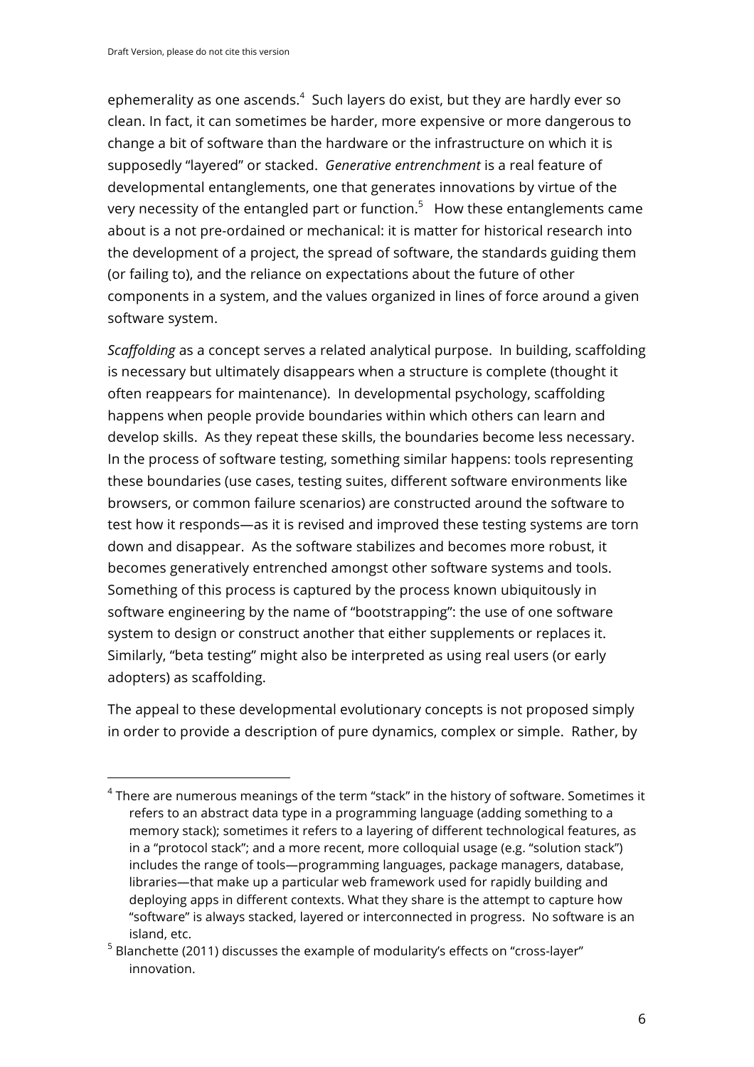ephemerality as one ascends.[4] Such layers do exist, but they are hardly ever so clean. In fact, it can sometimes be harder, more expensive or more dangerous to change a bit of software than the hardware or the infrastructure on which it is supposedly "layered" or stacked. *Generative entrenchment* is a real feature of developmental entanglements, one that generates innovations by virtue of the very necessity of the entangled part or function.[5] How these entanglements came about is a not pre-ordained or mechanical: it is matter for historical research into the development of a project, the spread of software, the standards guiding them (or failing to), and the reliance on expectations about the future of other components in a system, and the values organized in lines of force around a given software system.

*Scaffolding* as a concept serves a related analytical purpose. In building, scaffolding is necessary but ultimately disappears when a structure is complete (thought it often reappears for maintenance). In developmental psychology, scaffolding happens when people provide boundaries within which others can learn and develop skills. As they repeat these skills, the boundaries become less necessary. In the process of software testing, something similar happens: tools representing these boundaries (use cases, testing suites, different software environments like browsers, or common failure scenarios) are constructed around the software to test how it responds—as it is revised and improved these testing systems are torn down and disappear. As the software stabilizes and becomes more robust, it becomes generatively entrenched amongst other software systems and tools. Something of this process is captured by the process known ubiquitously in software engineering by the name of "bootstrapping": the use of one software system to design or construct another that either supplements or replaces it. Similarly, "beta testing" might also be interpreted as using real users (or early adopters) as scaffolding.

The appeal to these developmental evolutionary concepts is not proposed simply in order to provide a description of pure dynamics, complex or simple. Rather, by

---

[4] There are numerous meanings of the term "stack" in the history of software. Sometimes it refers to an abstract data type in a programming language (adding something to a memory stack); sometimes it refers to a layering of different technological features, as in a "protocol stack"; and a more recent, more colloquial usage (e.g. "solution stack") includes the range of tools—programming languages, package managers, database, libraries—that make up a particular web framework used for rapidly building and deploying apps in different contexts. What they share is the attempt to capture how "software" is always stacked, layered or interconnected in progress. No software is an island, etc.

[5] Blanchette (2011) discusses the example of modularity's effects on "cross-layer" innovation.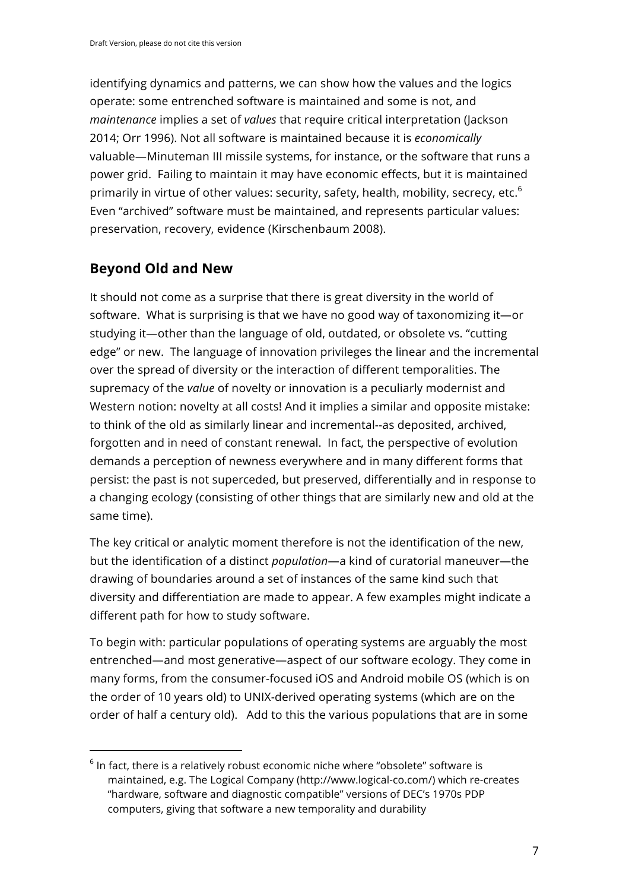identifying dynamics and patterns, we can show how the values and the logics operate: some entrenched software is maintained and some is not, and *maintenance* implies a set of *values* that require critical interpretation (Jackson 2014; Orr 1996). Not all software is maintained because it is *economically* valuable—Minuteman III missile systems, for instance, or the software that runs a power grid. Failing to maintain it may have economic effects, but it is maintained primarily in virtue of other values: security, safety, health, mobility, secrecy, etc.[6] Even "archived" software must be maintained, and represents particular values: preservation, recovery, evidence (Kirschenbaum 2008).

## Beyond Old and New

It should not come as a surprise that there is great diversity in the world of software. What is surprising is that we have no good way of taxonomizing it—or studying it—other than the language of old, outdated, or obsolete vs. "cutting edge" or new. The language of innovation privileges the linear and the incremental over the spread of diversity or the interaction of different temporalities. The supremacy of the *value* of novelty or innovation is a peculiarly modernist and Western notion: novelty at all costs! And it implies a similar and opposite mistake: to think of the old as similarly linear and incremental--as deposited, archived, forgotten and in need of constant renewal. In fact, the perspective of evolution demands a perception of newness everywhere and in many different forms that persist: the past is not superceded, but preserved, differentially and in response to a changing ecology (consisting of other things that are similarly new and old at the same time).

The key critical or analytic moment therefore is not the identification of the new, but the identification of a distinct *population*—a kind of curatorial maneuver—the drawing of boundaries around a set of instances of the same kind such that diversity and differentiation are made to appear. A few examples might indicate a different path for how to study software.

To begin with: particular populations of operating systems are arguably the most entrenched—and most generative—aspect of our software ecology. They come in many forms, from the consumer-focused iOS and Android mobile OS (which is on the order of 10 years old) to UNIX-derived operating systems (which are on the order of half a century old). Add to this the various populations that are in some

[6] In fact, there is a relatively robust economic niche where "obsolete" software is maintained, e.g. The Logical Company (http://www.logical-co.com/) which re-creates "hardware, software and diagnostic compatible" versions of DEC's 1970s PDP computers, giving that software a new temporality and durability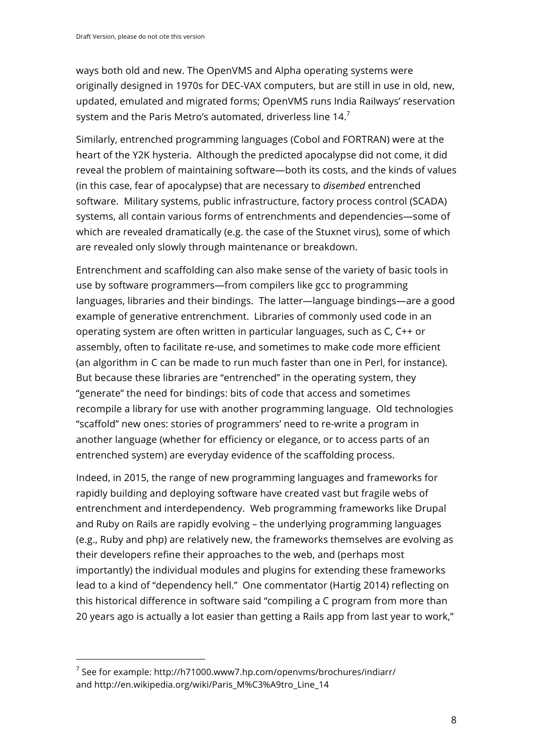ways both old and new. The OpenVMS and Alpha operating systems were originally designed in 1970s for DEC-VAX computers, but are still in use in old, new, updated, emulated and migrated forms; OpenVMS runs India Railways' reservation system and the Paris Metro's automated, driverless line 14.[7]

Similarly, entrenched programming languages (Cobol and FORTRAN) were at the heart of the Y2K hysteria. Although the predicted apocalypse did not come, it did reveal the problem of maintaining software—both its costs, and the kinds of values (in this case, fear of apocalypse) that are necessary to *disembed* entrenched software. Military systems, public infrastructure, factory process control (SCADA) systems, all contain various forms of entrenchments and dependencies—some of which are revealed dramatically (e.g. the case of the Stuxnet virus), some of which are revealed only slowly through maintenance or breakdown.

Entrenchment and scaffolding can also make sense of the variety of basic tools in use by software programmers—from compilers like gcc to programming languages, libraries and their bindings. The latter—language bindings—are a good example of generative entrenchment. Libraries of commonly used code in an operating system are often written in particular languages, such as C, C++ or assembly, often to facilitate re-use, and sometimes to make code more efficient (an algorithm in C can be made to run much faster than one in Perl, for instance). But because these libraries are "entrenched" in the operating system, they "generate" the need for bindings: bits of code that access and sometimes recompile a library for use with another programming language. Old technologies "scaffold" new ones: stories of programmers' need to re-write a program in another language (whether for efficiency or elegance, or to access parts of an entrenched system) are everyday evidence of the scaffolding process.

Indeed, in 2015, the range of new programming languages and frameworks for rapidly building and deploying software have created vast but fragile webs of entrenchment and interdependency. Web programming frameworks like Drupal and Ruby on Rails are rapidly evolving – the underlying programming languages (e.g., Ruby and php) are relatively new, the frameworks themselves are evolving as their developers refine their approaches to the web, and (perhaps most importantly) the individual modules and plugins for extending these frameworks lead to a kind of "dependency hell." One commentator (Hartig 2014) reflecting on this historical difference in software said "compiling a C program from more than 20 years ago is actually a lot easier than getting a Rails app from last year to work,"

[7] See for example: http://h71000.www7.hp.com/openvms/brochures/indiarr/ and http://en.wikipedia.org/wiki/Paris_M%C3%A9tro_Line_14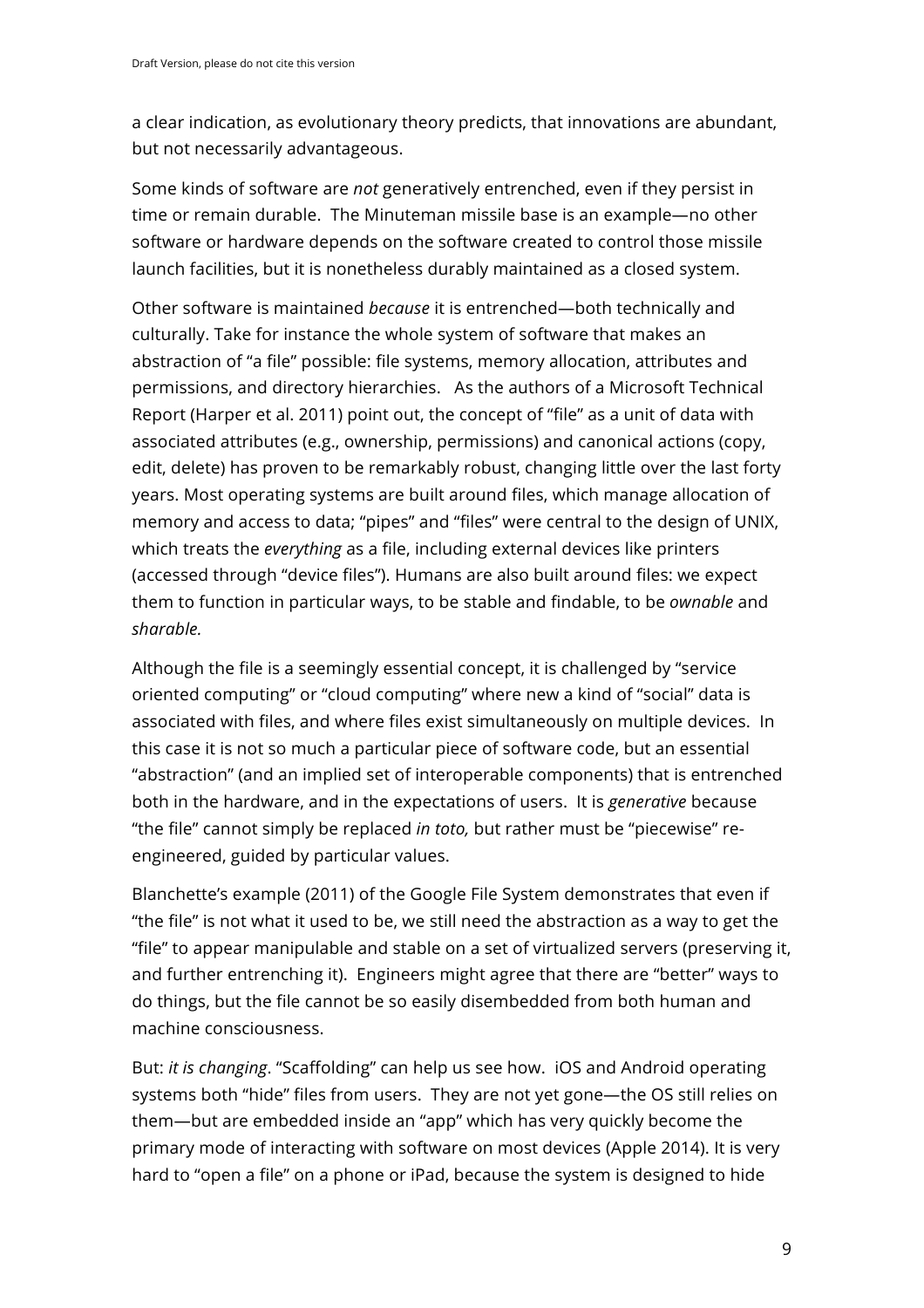a clear indication, as evolutionary theory predicts, that innovations are abundant, but not necessarily advantageous.

Some kinds of software are *not* generatively entrenched, even if they persist in time or remain durable. The Minuteman missile base is an example—no other software or hardware depends on the software created to control those missile launch facilities, but it is nonetheless durably maintained as a closed system.

Other software is maintained *because* it is entrenched—both technically and culturally. Take for instance the whole system of software that makes an abstraction of "a file" possible: file systems, memory allocation, attributes and permissions, and directory hierarchies. As the authors of a Microsoft Technical Report (Harper et al. 2011) point out, the concept of "file" as a unit of data with associated attributes (e.g., ownership, permissions) and canonical actions (copy, edit, delete) has proven to be remarkably robust, changing little over the last forty years. Most operating systems are built around files, which manage allocation of memory and access to data; "pipes" and "files" were central to the design of UNIX, which treats the *everything* as a file, including external devices like printers (accessed through "device files"). Humans are also built around files: we expect them to function in particular ways, to be stable and findable, to be *ownable* and *sharable.*

Although the file is a seemingly essential concept, it is challenged by "service oriented computing" or "cloud computing" where new a kind of "social" data is associated with files, and where files exist simultaneously on multiple devices. In this case it is not so much a particular piece of software code, but an essential "abstraction" (and an implied set of interoperable components) that is entrenched both in the hardware, and in the expectations of users. It is *generative* because "the file" cannot simply be replaced *in toto,* but rather must be "piecewise" re-engineered, guided by particular values.

Blanchette's example (2011) of the Google File System demonstrates that even if "the file" is not what it used to be, we still need the abstraction as a way to get the "file" to appear manipulable and stable on a set of virtualized servers (preserving it, and further entrenching it). Engineers might agree that there are "better" ways to do things, but the file cannot be so easily disembedded from both human and machine consciousness.

But: *it is changing*. "Scaffolding" can help us see how. iOS and Android operating systems both "hide" files from users. They are not yet gone—the OS still relies on them—but are embedded inside an "app" which has very quickly become the primary mode of interacting with software on most devices (Apple 2014). It is very hard to "open a file" on a phone or iPad, because the system is designed to hide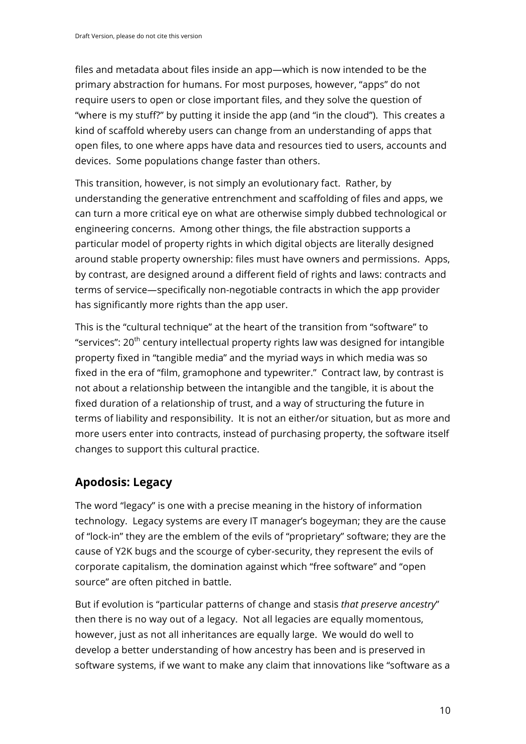files and metadata about files inside an app—which is now intended to be the primary abstraction for humans. For most purposes, however, "apps" do not require users to open or close important files, and they solve the question of "where is my stuff?" by putting it inside the app (and "in the cloud"). This creates a kind of scaffold whereby users can change from an understanding of apps that open files, to one where apps have data and resources tied to users, accounts and devices. Some populations change faster than others.

This transition, however, is not simply an evolutionary fact. Rather, by understanding the generative entrenchment and scaffolding of files and apps, we can turn a more critical eye on what are otherwise simply dubbed technological or engineering concerns. Among other things, the file abstraction supports a particular model of property rights in which digital objects are literally designed around stable property ownership: files must have owners and permissions. Apps, by contrast, are designed around a different field of rights and laws: contracts and terms of service—specifically non-negotiable contracts in which the app provider has significantly more rights than the app user.

This is the "cultural technique" at the heart of the transition from "software" to "services": 20th century intellectual property rights law was designed for intangible property fixed in "tangible media" and the myriad ways in which media was so fixed in the era of "film, gramophone and typewriter." Contract law, by contrast is not about a relationship between the intangible and the tangible, it is about the fixed duration of a relationship of trust, and a way of structuring the future in terms of liability and responsibility. It is not an either/or situation, but as more and more users enter into contracts, instead of purchasing property, the software itself changes to support this cultural practice.

## Apodosis: Legacy

The word "legacy" is one with a precise meaning in the history of information technology. Legacy systems are every IT manager's bogeyman; they are the cause of "lock-in" they are the emblem of the evils of "proprietary" software; they are the cause of Y2K bugs and the scourge of cyber-security, they represent the evils of corporate capitalism, the domination against which "free software" and "open source" are often pitched in battle.

But if evolution is "particular patterns of change and stasis *that preserve ancestry*" then there is no way out of a legacy. Not all legacies are equally momentous, however, just as not all inheritances are equally large. We would do well to develop a better understanding of how ancestry has been and is preserved in software systems, if we want to make any claim that innovations like "software as a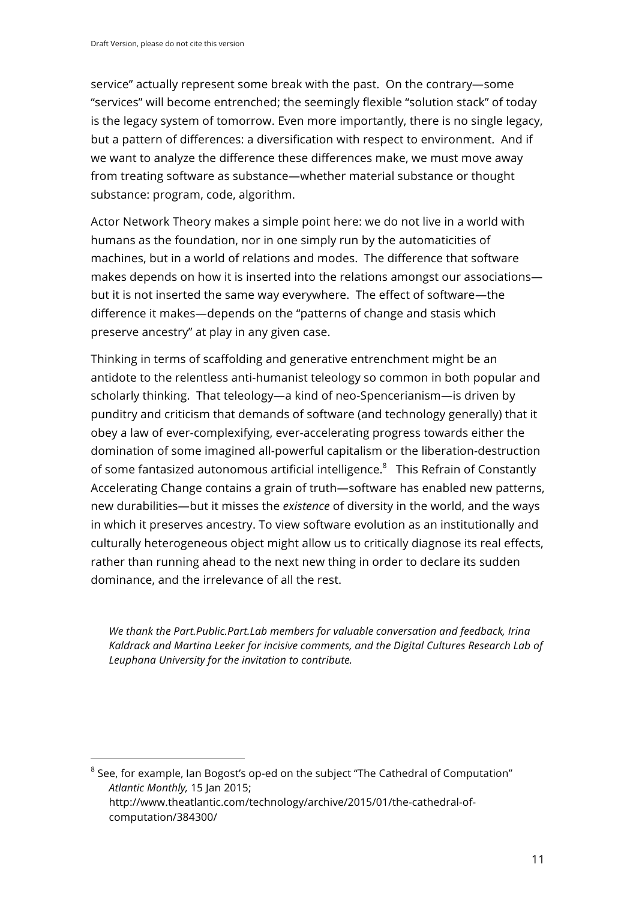service" actually represent some break with the past. On the contrary—some "services" will become entrenched; the seemingly flexible "solution stack" of today is the legacy system of tomorrow. Even more importantly, there is no single legacy, but a pattern of differences: a diversification with respect to environment. And if we want to analyze the difference these differences make, we must move away from treating software as substance—whether material substance or thought substance: program, code, algorithm.

Actor Network Theory makes a simple point here: we do not live in a world with humans as the foundation, nor in one simply run by the automaticities of machines, but in a world of relations and modes. The difference that software makes depends on how it is inserted into the relations amongst our associations—but it is not inserted the same way everywhere. The effect of software—the difference it makes—depends on the "patterns of change and stasis which preserve ancestry" at play in any given case.

Thinking in terms of scaffolding and generative entrenchment might be an antidote to the relentless anti-humanist teleology so common in both popular and scholarly thinking. That teleology—a kind of neo-Spencerianism—is driven by punditry and criticism that demands of software (and technology generally) that it obey a law of ever-complexifying, ever-accelerating progress towards either the domination of some imagined all-powerful capitalism or the liberation-destruction of some fantasized autonomous artificial intelligence.[8] This Refrain of Constantly Accelerating Change contains a grain of truth—software has enabled new patterns, new durabilities—but it misses the *existence* of diversity in the world, and the ways in which it preserves ancestry. To view software evolution as an institutionally and culturally heterogeneous object might allow us to critically diagnose its real effects, rather than running ahead to the next new thing in order to declare its sudden dominance, and the irrelevance of all the rest.

*We thank the Part.Public.Part.Lab members for valuable conversation and feedback, Irina Kaldrack and Martina Leeker for incisive comments, and the Digital Cultures Research Lab of Leuphana University for the invitation to contribute.*

---

[8] See, for example, Ian Bogost's op-ed on the subject "The Cathedral of Computation" *Atlantic Monthly,* 15 Jan 2015; http://www.theatlantic.com/technology/archive/2015/01/the-cathedral-of-computation/384300/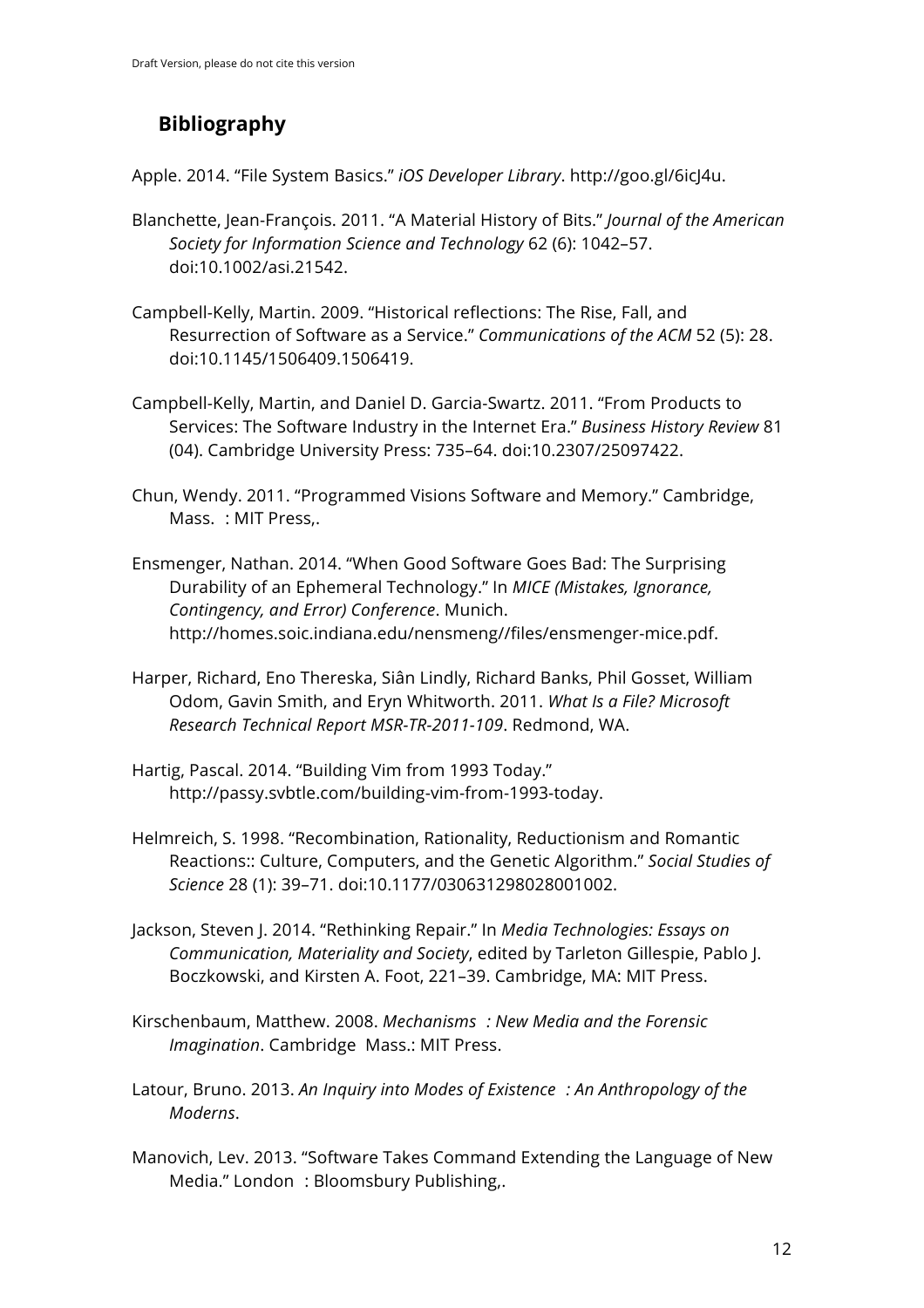## Bibliography

Apple. 2014. "File System Basics." *iOS Developer Library*. http://goo.gl/6icJ4u.

Blanchette, Jean-François. 2011. "A Material History of Bits." *Journal of the American Society for Information Science and Technology* 62 (6): 1042–57. doi:10.1002/asi.21542.

Campbell-Kelly, Martin. 2009. "Historical reflections: The Rise, Fall, and Resurrection of Software as a Service." *Communications of the ACM* 52 (5): 28. doi:10.1145/1506409.1506419.

Campbell-Kelly, Martin, and Daniel D. Garcia-Swartz. 2011. "From Products to Services: The Software Industry in the Internet Era." *Business History Review* 81 (04). Cambridge University Press: 735–64. doi:10.2307/25097422.

Chun, Wendy. 2011. "Programmed Visions Software and Memory." Cambridge, Mass. : MIT Press,.

Ensmenger, Nathan. 2014. "When Good Software Goes Bad: The Surprising Durability of an Ephemeral Technology." In *MICE (Mistakes, Ignorance, Contingency, and Error) Conference*. Munich. http://homes.soic.indiana.edu/nensmeng//files/ensmenger-mice.pdf.

Harper, Richard, Eno Thereska, Siân Lindly, Richard Banks, Phil Gosset, William Odom, Gavin Smith, and Eryn Whitworth. 2011. *What Is a File? Microsoft Research Technical Report MSR-TR-2011-109*. Redmond, WA.

Hartig, Pascal. 2014. "Building Vim from 1993 Today." http://passy.svbtle.com/building-vim-from-1993-today.

Helmreich, S. 1998. "Recombination, Rationality, Reductionism and Romantic Reactions:: Culture, Computers, and the Genetic Algorithm." *Social Studies of Science* 28 (1): 39–71. doi:10.1177/030631298028001002.

Jackson, Steven J. 2014. "Rethinking Repair." In *Media Technologies: Essays on Communication, Materiality and Society*, edited by Tarleton Gillespie, Pablo J. Boczkowski, and Kirsten A. Foot, 221–39. Cambridge, MA: MIT Press.

Kirschenbaum, Matthew. 2008. *Mechanisms : New Media and the Forensic Imagination*. Cambridge Mass.: MIT Press.

Latour, Bruno. 2013. *An Inquiry into Modes of Existence : An Anthropology of the Moderns*.

Manovich, Lev. 2013. "Software Takes Command Extending the Language of New Media." London : Bloomsbury Publishing,.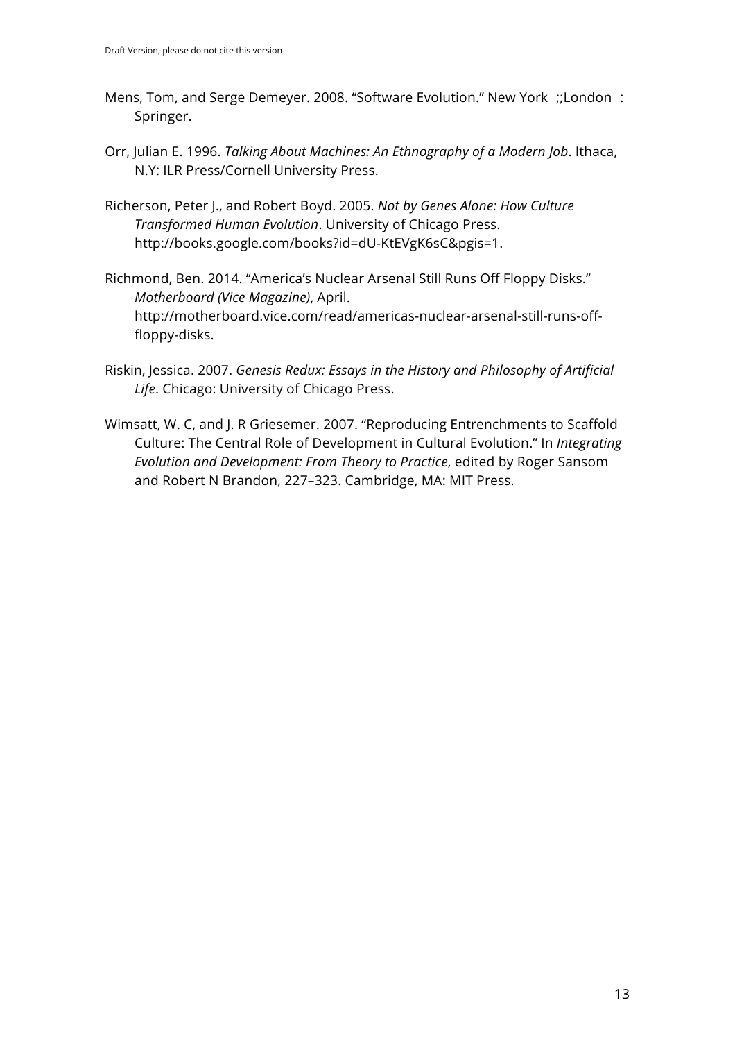Mens, Tom, and Serge Demeyer. 2008. “Software Evolution.” New York ;;London : Springer.

Orr, Julian E. 1996. *Talking About Machines: An Ethnography of a Modern Job*. Ithaca, N.Y: ILR Press/Cornell University Press.

Richerson, Peter J., and Robert Boyd. 2005. *Not by Genes Alone: How Culture Transformed Human Evolution*. University of Chicago Press. http://books.google.com/books?id=dU-KtEVgK6sC&pgis=1.

Richmond, Ben. 2014. “America’s Nuclear Arsenal Still Runs Off Floppy Disks.” *Motherboard (Vice Magazine)*, April. http://motherboard.vice.com/read/americas-nuclear-arsenal-still-runs-off-floppy-disks.

Riskin, Jessica. 2007. *Genesis Redux: Essays in the History and Philosophy of Artificial Life*. Chicago: University of Chicago Press.

Wimsatt, W. C, and J. R Griesemer. 2007. “Reproducing Entrenchments to Scaffold Culture: The Central Role of Development in Cultural Evolution.” In *Integrating Evolution and Development: From Theory to Practice*, edited by Roger Sansom and Robert N Brandon, 227–323. Cambridge, MA: MIT Press.